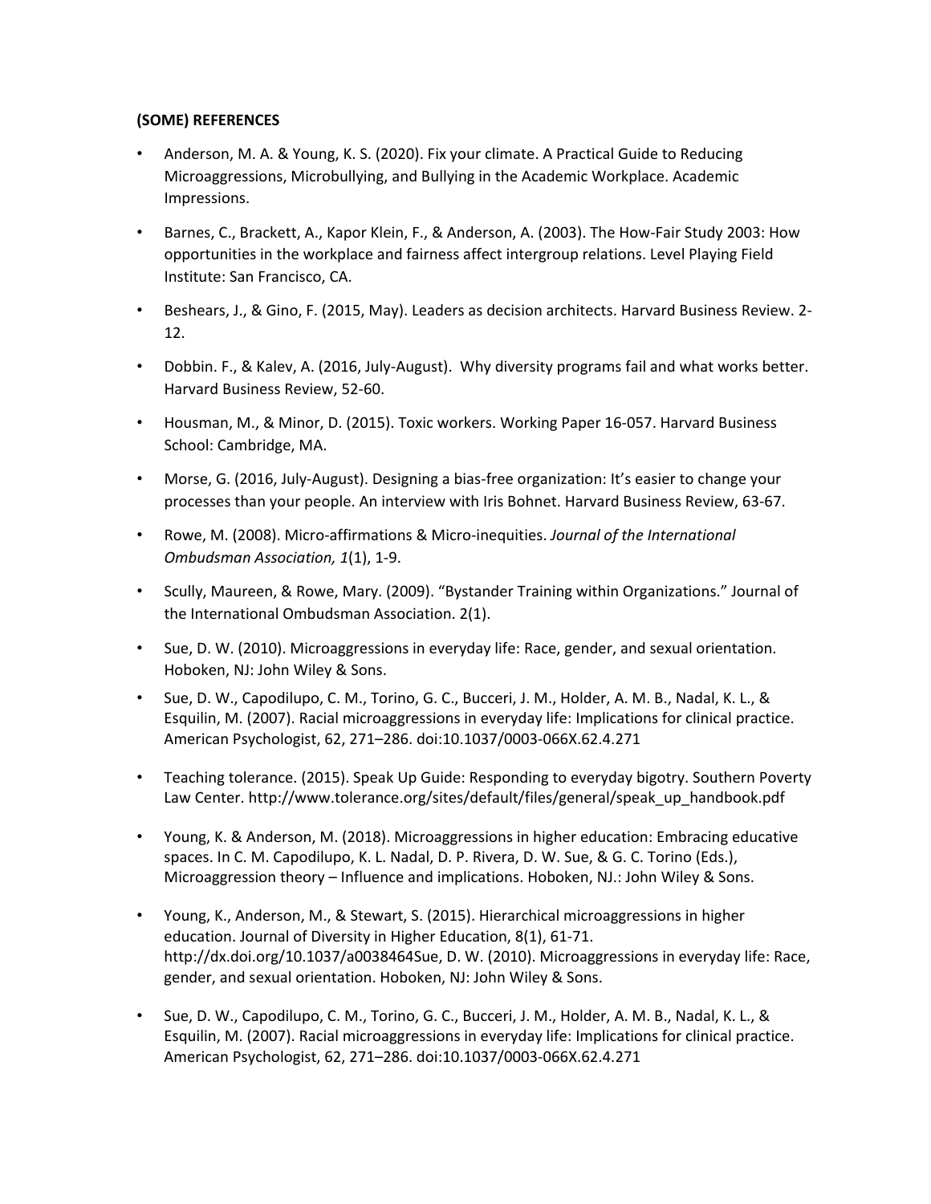**(SOME) REFERENCES**

- Anderson, M. A. & Young, K. S. (2020). Fix your climate. A Practical Guide to Reducing Microaggressions, Microbullying, and Bullying in the Academic Workplace. Academic Impressions.
- Barnes, C., Brackett, A., Kapor Klein, F., & Anderson, A. (2003). The How-Fair Study 2003: How opportunities in the workplace and fairness affect intergroup relations. Level Playing Field Institute: San Francisco, CA.
- Beshears, J., & Gino, F. (2015, May). Leaders as decision architects. Harvard Business Review. 2-12.
- Dobbin. F., & Kalev, A. (2016, July-August). Why diversity programs fail and what works better. Harvard Business Review, 52-60.
- Housman, M., & Minor, D. (2015). Toxic workers. Working Paper 16-057. Harvard Business School: Cambridge, MA.
- Morse, G. (2016, July-August). Designing a bias-free organization: It's easier to change your processes than your people. An interview with Iris Bohnet. Harvard Business Review, 63-67.
- Rowe, M. (2008). Micro-affirmations & Micro-inequities. *Journal of the International Ombudsman Association, 1*(1), 1-9.
- Scully, Maureen, & Rowe, Mary. (2009). "Bystander Training within Organizations." Journal of the International Ombudsman Association. 2(1).
- Sue, D. W. (2010). Microaggressions in everyday life: Race, gender, and sexual orientation. Hoboken, NJ: John Wiley & Sons.
- Sue, D. W., Capodilupo, C. M., Torino, G. C., Bucceri, J. M., Holder, A. M. B., Nadal, K. L., & Esquilin, M. (2007). Racial microaggressions in everyday life: Implications for clinical practice. American Psychologist, 62, 271–286. doi:10.1037/0003-066X.62.4.271
- Teaching tolerance. (2015). Speak Up Guide: Responding to everyday bigotry. Southern Poverty Law Center. http://www.tolerance.org/sites/default/files/general/speak_up_handbook.pdf
- Young, K. & Anderson, M. (2018). Microaggressions in higher education: Embracing educative spaces. In C. M. Capodilupo, K. L. Nadal, D. P. Rivera, D. W. Sue, & G. C. Torino (Eds.), Microaggression theory – Influence and implications. Hoboken, NJ.: John Wiley & Sons.
- Young, K., Anderson, M., & Stewart, S. (2015). Hierarchical microaggressions in higher education. Journal of Diversity in Higher Education, 8(1), 61-71. http://dx.doi.org/10.1037/a0038464Sue, D. W. (2010). Microaggressions in everyday life: Race, gender, and sexual orientation. Hoboken, NJ: John Wiley & Sons.
- Sue, D. W., Capodilupo, C. M., Torino, G. C., Bucceri, J. M., Holder, A. M. B., Nadal, K. L., & Esquilin, M. (2007). Racial microaggressions in everyday life: Implications for clinical practice. American Psychologist, 62, 271–286. doi:10.1037/0003-066X.62.4.271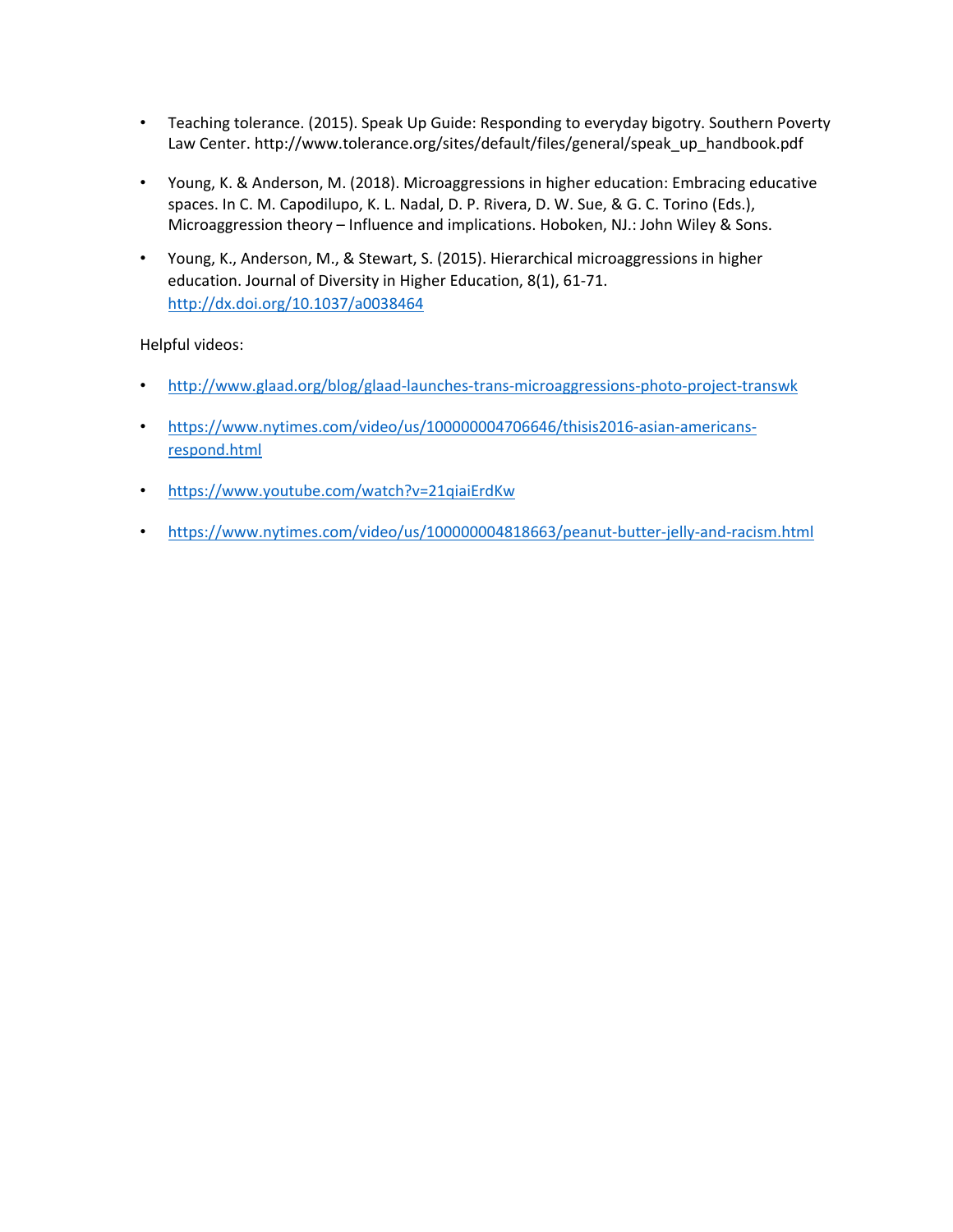- Teaching tolerance. (2015). Speak Up Guide: Responding to everyday bigotry. Southern Poverty Law Center. http://www.tolerance.org/sites/default/files/general/speak_up_handbook.pdf

- Young, K. & Anderson, M. (2018). Microaggressions in higher education: Embracing educative spaces. In C. M. Capodilupo, K. L. Nadal, D. P. Rivera, D. W. Sue, & G. C. Torino (Eds.), Microaggression theory – Influence and implications. Hoboken, NJ.: John Wiley & Sons.

- Young, K., Anderson, M., & Stewart, S. (2015). Hierarchical microaggressions in higher education. Journal of Diversity in Higher Education, 8(1), 61-71. http://dx.doi.org/10.1037/a0038464

Helpful videos:

- http://www.glaad.org/blog/glaad-launches-trans-microaggressions-photo-project-transwk

- https://www.nytimes.com/video/us/100000004706646/thisis2016-asian-americans-respond.html

- https://www.youtube.com/watch?v=21qiaiErdKw

- https://www.nytimes.com/video/us/100000004818663/peanut-butter-jelly-and-racism.html